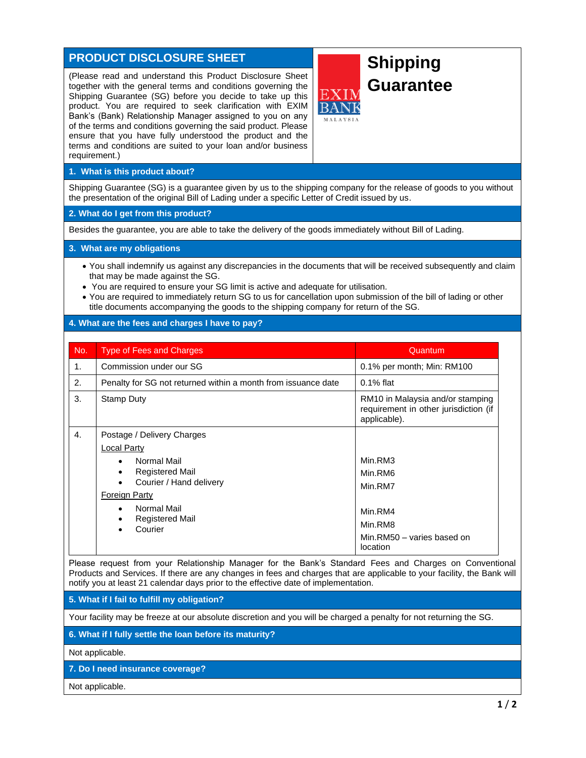# PRODUCT DISCLOSURE SHEET

# Shipping Guarantee

(Please read and understand this Product Disclosure Sheet together with the general terms and conditions governing the Shipping Guarantee (SG) before you decide to take up this product. You are required to seek clarification with EXIM Bank's (Bank) Relationship Manager assigned to you on any of the terms and conditions governing the said product. Please ensure that you have fully understood the product and the terms and conditions are suited to your loan and/or business requirement.)

## 1. What is this product about?

Shipping Guarantee (SG) is a guarantee given by us to the shipping company for the release of goods to you without the presentation of the original Bill of Lading under a specific Letter of Credit issued by us.

## 2. What do I get from this product?

Besides the guarantee, you are able to take the delivery of the goods immediately without Bill of Lading.

## 3. What are my obligations

- You shall indemnify us against any discrepancies in the documents that will be received subsequently and claim that may be made against the SG.
- You are required to ensure your SG limit is active and adequate for utilisation.
- You are required to immediately return SG to us for cancellation upon submission of the bill of lading or other title documents accompanying the goods to the shipping company for return of the SG.

## 4. What are the fees and charges I have to pay?

| No. | Type of Fees and Charges | Quantum |
|---|---|---|
| 1. | Commission under our SG | 0.1% per month; Min: RM100 |
| 2. | Penalty for SG not returned within a month from issuance date | 0.1% flat |
| 3. | Stamp Duty | RM10 in Malaysia and/or stamping requirement in other jurisdiction (if applicable). |
| 4. | Postage / Delivery Charges | |
| | Local Party | |
| | • Normal Mail | Min.RM3 |
| | • Registered Mail | Min.RM6 |
| | • Courier / Hand delivery | Min.RM7 |
| | Foreign Party | |
| | • Normal Mail | Min.RM4 |
| | • Registered Mail | Min.RM8 |
| | • Courier | Min.RM50 – varies based on location |

Please request from your Relationship Manager for the Bank's Standard Fees and Charges on Conventional Products and Services. If there are any changes in fees and charges that are applicable to your facility, the Bank will notify you at least 21 calendar days prior to the effective date of implementation.

## 5. What if I fail to fulfill my obligation?

Your facility may be freeze at our absolute discretion and you will be charged a penalty for not returning the SG.

## 6. What if I fully settle the loan before its maturity?

Not applicable.

## 7. Do I need insurance coverage?

Not applicable.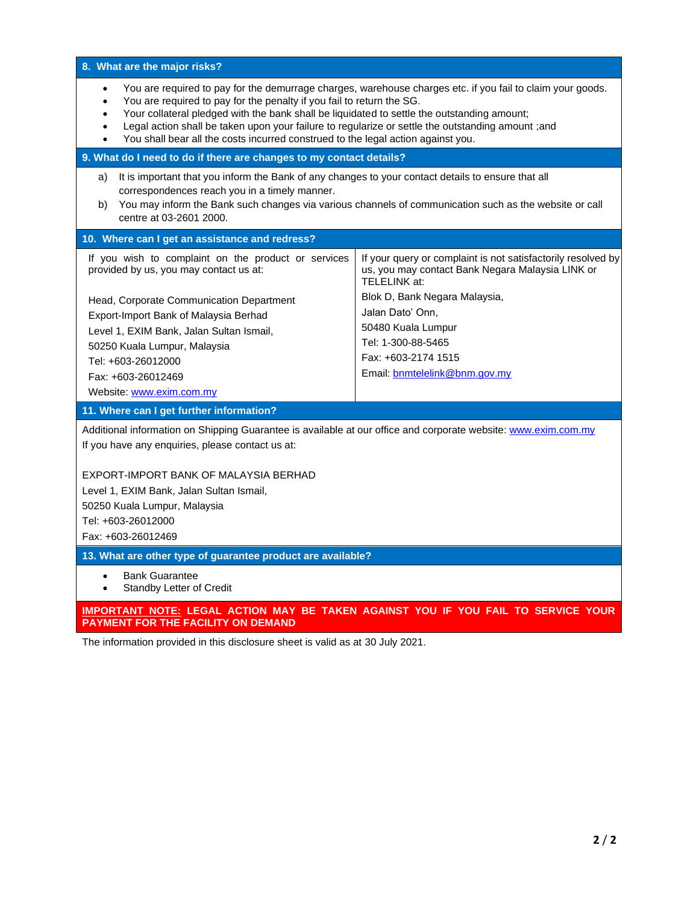## 8. What are the major risks?

- You are required to pay for the demurrage charges, warehouse charges etc. if you fail to claim your goods.
- You are required to pay for the penalty if you fail to return the SG.
- Your collateral pledged with the bank shall be liquidated to settle the outstanding amount;
- Legal action shall be taken upon your failure to regularize or settle the outstanding amount ;and
- You shall bear all the costs incurred construed to the legal action against you.

## 9. What do I need to do if there are changes to my contact details?

a) It is important that you inform the Bank of any changes to your contact details to ensure that all correspondences reach you in a timely manner.

b) You may inform the Bank such changes via various channels of communication such as the website or call centre at 03-2601 2000.

## 10. Where can I get an assistance and redress?

If you wish to complaint on the product or services provided by us, you may contact us at:

Head, Corporate Communication Department
Export-Import Bank of Malaysia Berhad
Level 1, EXIM Bank, Jalan Sultan Ismail,
50250 Kuala Lumpur, Malaysia
Tel: +603-26012000
Fax: +603-26012469
Website: www.exim.com.my

If your query or complaint is not satisfactorily resolved by us, you may contact Bank Negara Malaysia LINK or TELELINK at:

Blok D, Bank Negara Malaysia,
Jalan Dato' Onn,
50480 Kuala Lumpur
Tel: 1-300-88-5465
Fax: +603-2174 1515
Email: bnmtelelink@bnm.gov.my

## 11. Where can I get further information?

Additional information on Shipping Guarantee is available at our office and corporate website: www.exim.com.my
If you have any enquiries, please contact us at:

EXPORT-IMPORT BANK OF MALAYSIA BERHAD
Level 1, EXIM Bank, Jalan Sultan Ismail,
50250 Kuala Lumpur, Malaysia
Tel: +603-26012000
Fax: +603-26012469

## 13. What are other type of guarantee product are available?

- Bank Guarantee
- Standby Letter of Credit

**IMPORTANT NOTE: LEGAL ACTION MAY BE TAKEN AGAINST YOU IF YOU FAIL TO SERVICE YOUR PAYMENT FOR THE FACILITY ON DEMAND**

The information provided in this disclosure sheet is valid as at 30 July 2021.